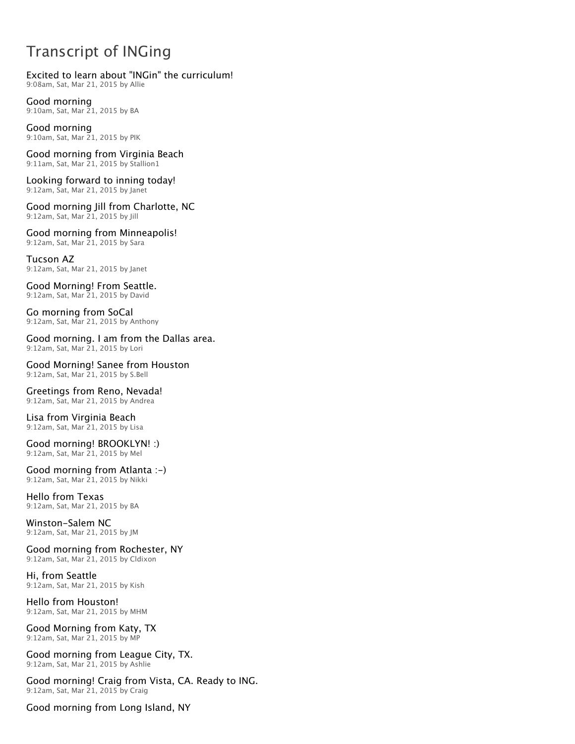# Transcript of INGing

Excited to learn about "INGin" the curriculum!
9:08am, Sat, Mar 21, 2015 by Allie

Good morning
9:10am, Sat, Mar 21, 2015 by BA

Good morning
9:10am, Sat, Mar 21, 2015 by PIK

Good morning from Virginia Beach
9:11am, Sat, Mar 21, 2015 by Stallion1

Looking forward to inning today!
9:12am, Sat, Mar 21, 2015 by Janet

Good morning Jill from Charlotte, NC
9:12am, Sat, Mar 21, 2015 by Jill

Good morning from Minneapolis!
9:12am, Sat, Mar 21, 2015 by Sara

Tucson AZ
9:12am, Sat, Mar 21, 2015 by Janet

Good Morning! From Seattle.
9:12am, Sat, Mar 21, 2015 by David

Go morning from SoCal
9:12am, Sat, Mar 21, 2015 by Anthony

Good morning. I am from the Dallas area.
9:12am, Sat, Mar 21, 2015 by Lori

Good Morning! Sanee from Houston
9:12am, Sat, Mar 21, 2015 by S.Bell

Greetings from Reno, Nevada!
9:12am, Sat, Mar 21, 2015 by Andrea

Lisa from Virginia Beach
9:12am, Sat, Mar 21, 2015 by Lisa

Good morning! BROOKLYN! :)
9:12am, Sat, Mar 21, 2015 by Mel

Good morning from Atlanta :-)
9:12am, Sat, Mar 21, 2015 by Nikki

Hello from Texas
9:12am, Sat, Mar 21, 2015 by BA

Winston-Salem NC
9:12am, Sat, Mar 21, 2015 by JM

Good morning from Rochester, NY
9:12am, Sat, Mar 21, 2015 by Cldixon

Hi, from Seattle
9:12am, Sat, Mar 21, 2015 by Kish

Hello from Houston!
9:12am, Sat, Mar 21, 2015 by MHM

Good Morning from Katy, TX
9:12am, Sat, Mar 21, 2015 by MP

Good morning from League City, TX.
9:12am, Sat, Mar 21, 2015 by Ashlie

Good morning! Craig from Vista, CA. Ready to ING.
9:12am, Sat, Mar 21, 2015 by Craig

Good morning from Long Island, NY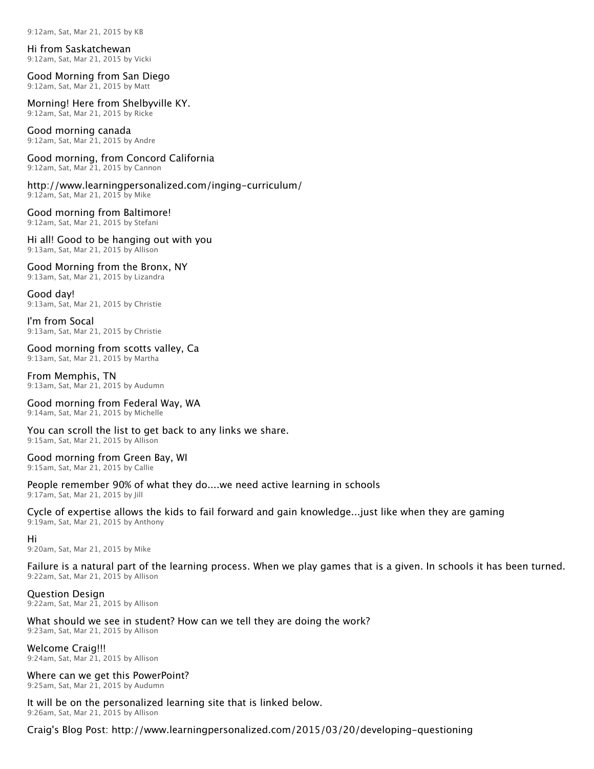9:12am, Sat, Mar 21, 2015 by KB

Hi from Saskatchewan
9:12am, Sat, Mar 21, 2015 by Vicki

Good Morning from San Diego
9:12am, Sat, Mar 21, 2015 by Matt

Morning! Here from Shelbyville KY.
9:12am, Sat, Mar 21, 2015 by Ricke

Good morning canada
9:12am, Sat, Mar 21, 2015 by Andre

Good morning, from Concord California
9:12am, Sat, Mar 21, 2015 by Cannon

http://www.learningpersonalized.com/inging-curriculum/
9:12am, Sat, Mar 21, 2015 by Mike

Good morning from Baltimore!
9:12am, Sat, Mar 21, 2015 by Stefani

Hi all! Good to be hanging out with you
9:13am, Sat, Mar 21, 2015 by Allison

Good Morning from the Bronx, NY
9:13am, Sat, Mar 21, 2015 by Lizandra

Good day!
9:13am, Sat, Mar 21, 2015 by Christie

I'm from Socal
9:13am, Sat, Mar 21, 2015 by Christie

Good morning from scotts valley, Ca
9:13am, Sat, Mar 21, 2015 by Martha

From Memphis, TN
9:13am, Sat, Mar 21, 2015 by Audumn

Good morning from Federal Way, WA
9:14am, Sat, Mar 21, 2015 by Michelle

You can scroll the list to get back to any links we share.
9:15am, Sat, Mar 21, 2015 by Allison

Good morning from Green Bay, WI
9:15am, Sat, Mar 21, 2015 by Callie

People remember 90% of what they do....we need active learning in schools
9:17am, Sat, Mar 21, 2015 by Jill

Cycle of expertise allows the kids to fail forward and gain knowledge...just like when they are gaming
9:19am, Sat, Mar 21, 2015 by Anthony

Hi
9:20am, Sat, Mar 21, 2015 by Mike

Failure is a natural part of the learning process. When we play games that is a given. In schools it has been turned.
9:22am, Sat, Mar 21, 2015 by Allison

Question Design
9:22am, Sat, Mar 21, 2015 by Allison

What should we see in student? How can we tell they are doing the work?
9:23am, Sat, Mar 21, 2015 by Allison

Welcome Craig!!!
9:24am, Sat, Mar 21, 2015 by Allison

Where can we get this PowerPoint?
9:25am, Sat, Mar 21, 2015 by Audumn

It will be on the personalized learning site that is linked below.
9:26am, Sat, Mar 21, 2015 by Allison

Craig's Blog Post: http://www.learningpersonalized.com/2015/03/20/developing-questioning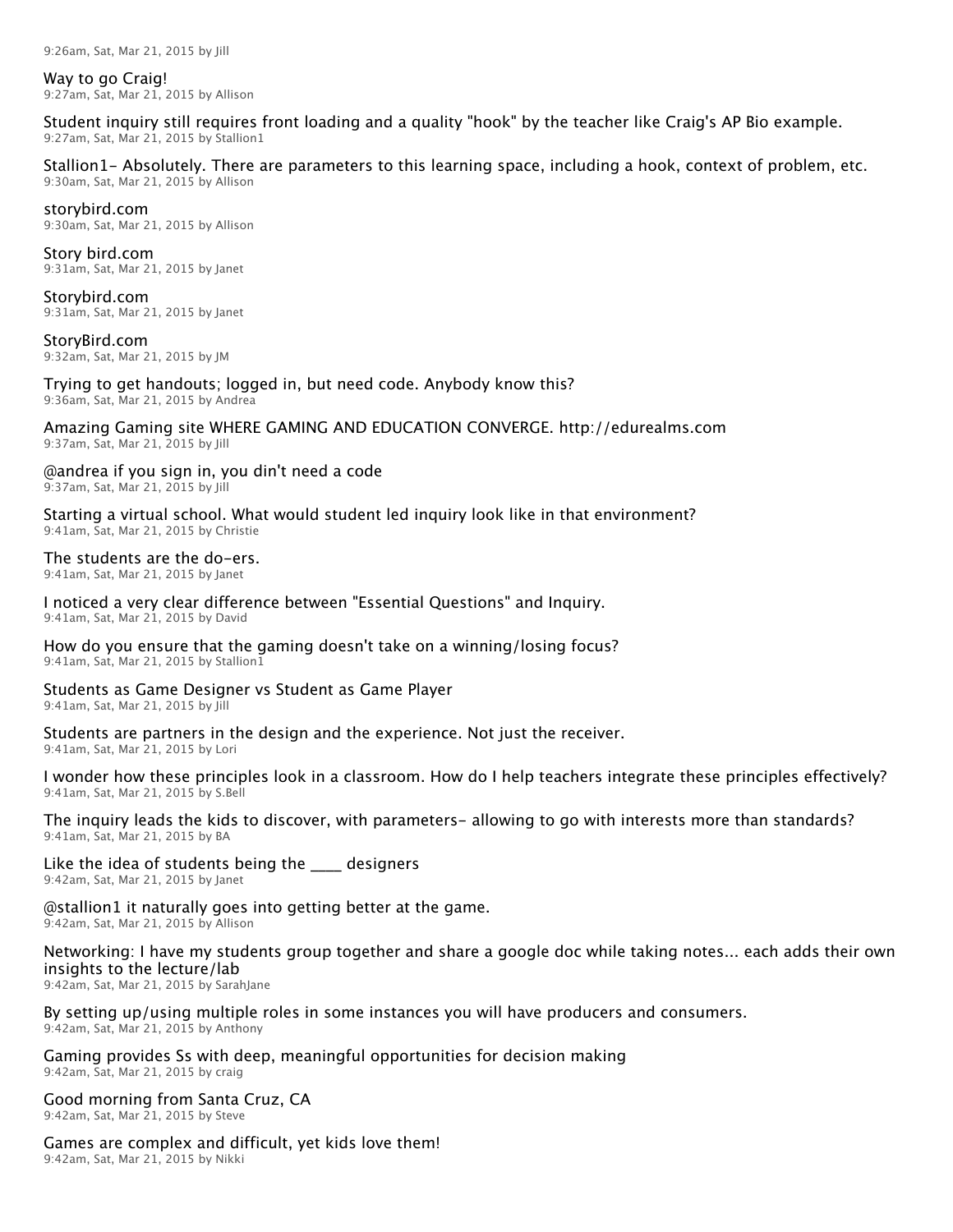9:26am, Sat, Mar 21, 2015 by Jill

Way to go Craig!
9:27am, Sat, Mar 21, 2015 by Allison

Student inquiry still requires front loading and a quality "hook" by the teacher like Craig's AP Bio example.
9:27am, Sat, Mar 21, 2015 by Stallion1

Stallion1- Absolutely. There are parameters to this learning space, including a hook, context of problem, etc.
9:30am, Sat, Mar 21, 2015 by Allison

storybird.com
9:30am, Sat, Mar 21, 2015 by Allison

Story bird.com
9:31am, Sat, Mar 21, 2015 by Janet

Storybird.com
9:31am, Sat, Mar 21, 2015 by Janet

StoryBird.com
9:32am, Sat, Mar 21, 2015 by JM

Trying to get handouts; logged in, but need code. Anybody know this?
9:36am, Sat, Mar 21, 2015 by Andrea

Amazing Gaming site WHERE GAMING AND EDUCATION CONVERGE. http://edurealms.com
9:37am, Sat, Mar 21, 2015 by Jill

@andrea if you sign in, you din't need a code
9:37am, Sat, Mar 21, 2015 by Jill

Starting a virtual school. What would student led inquiry look like in that environment?
9:41am, Sat, Mar 21, 2015 by Christie

The students are the do-ers.
9:41am, Sat, Mar 21, 2015 by Janet

I noticed a very clear difference between "Essential Questions" and Inquiry.
9:41am, Sat, Mar 21, 2015 by David

How do you ensure that the gaming doesn't take on a winning/losing focus?
9:41am, Sat, Mar 21, 2015 by Stallion1

Students as Game Designer vs Student as Game Player
9:41am, Sat, Mar 21, 2015 by Jill

Students are partners in the design and the experience. Not just the receiver.
9:41am, Sat, Mar 21, 2015 by Lori

I wonder how these principles look in a classroom. How do I help teachers integrate these principles effectively?
9:41am, Sat, Mar 21, 2015 by S.Bell

The inquiry leads the kids to discover, with parameters- allowing to go with interests more than standards?
9:41am, Sat, Mar 21, 2015 by BA

Like the idea of students being the ____ designers
9:42am, Sat, Mar 21, 2015 by Janet

@stallion1 it naturally goes into getting better at the game.
9:42am, Sat, Mar 21, 2015 by Allison

Networking: I have my students group together and share a google doc while taking notes... each adds their own insights to the lecture/lab
9:42am, Sat, Mar 21, 2015 by SarahJane

By setting up/using multiple roles in some instances you will have producers and consumers.
9:42am, Sat, Mar 21, 2015 by Anthony

Gaming provides Ss with deep, meaningful opportunities for decision making
9:42am, Sat, Mar 21, 2015 by craig

Good morning from Santa Cruz, CA
9:42am, Sat, Mar 21, 2015 by Steve

Games are complex and difficult, yet kids love them!
9:42am, Sat, Mar 21, 2015 by Nikki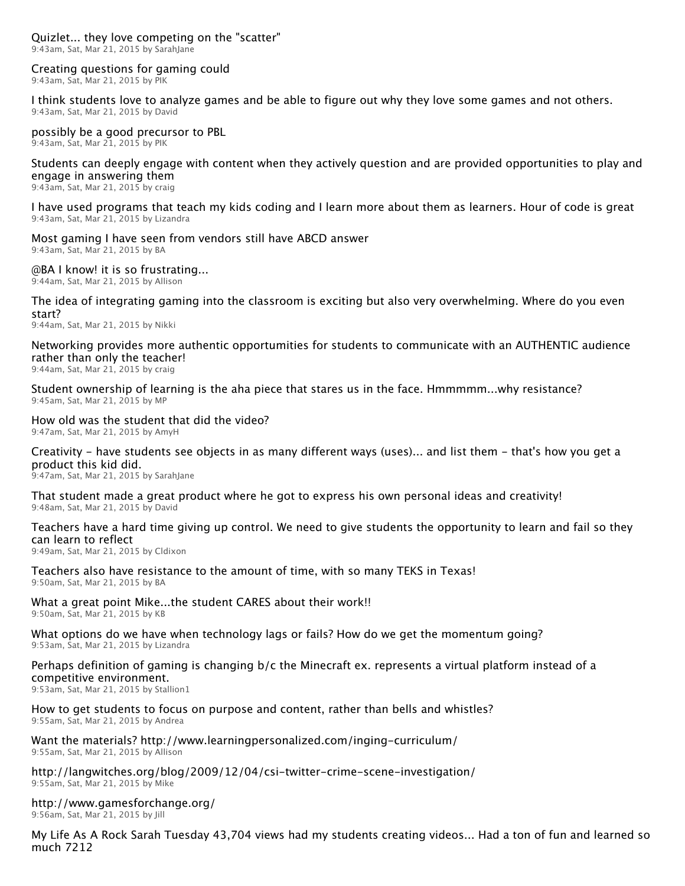Quizlet... they love competing on the "scatter"
9:43am, Sat, Mar 21, 2015 by SarahJane

Creating questions for gaming could
9:43am, Sat, Mar 21, 2015 by PIK

I think students love to analyze games and be able to figure out why they love some games and not others.
9:43am, Sat, Mar 21, 2015 by David

possibly be a good precursor to PBL
9:43am, Sat, Mar 21, 2015 by PIK

Students can deeply engage with content when they actively question and are provided opportunities to play and engage in answering them
9:43am, Sat, Mar 21, 2015 by craig

I have used programs that teach my kids coding and I learn more about them as learners. Hour of code is great
9:43am, Sat, Mar 21, 2015 by Lizandra

Most gaming I have seen from vendors still have ABCD answer
9:43am, Sat, Mar 21, 2015 by BA

@BA I know! it is so frustrating...
9:44am, Sat, Mar 21, 2015 by Allison

The idea of integrating gaming into the classroom is exciting but also very overwhelming. Where do you even start?
9:44am, Sat, Mar 21, 2015 by Nikki

Networking provides more authentic opportunities for students to communicate with an AUTHENTIC audience rather than only the teacher!
9:44am, Sat, Mar 21, 2015 by craig

Student ownership of learning is the aha piece that stares us in the face. Hmmmmm...why resistance?
9:45am, Sat, Mar 21, 2015 by MP

How old was the student that did the video?
9:47am, Sat, Mar 21, 2015 by AmyH

Creativity - have students see objects in as many different ways (uses)... and list them - that's how you get a product this kid did.
9:47am, Sat, Mar 21, 2015 by SarahJane

That student made a great product where he got to express his own personal ideas and creativity!
9:48am, Sat, Mar 21, 2015 by David

Teachers have a hard time giving up control. We need to give students the opportunity to learn and fail so they can learn to reflect
9:49am, Sat, Mar 21, 2015 by Cldixon

Teachers also have resistance to the amount of time, with so many TEKS in Texas!
9:50am, Sat, Mar 21, 2015 by BA

What a great point Mike...the student CARES about their work!!
9:50am, Sat, Mar 21, 2015 by KB

What options do we have when technology lags or fails? How do we get the momentum going?
9:53am, Sat, Mar 21, 2015 by Lizandra

Perhaps definition of gaming is changing b/c the Minecraft ex. represents a virtual platform instead of a competitive environment.
9:53am, Sat, Mar 21, 2015 by Stallion1

How to get students to focus on purpose and content, rather than bells and whistles?
9:55am, Sat, Mar 21, 2015 by Andrea

Want the materials? http://www.learningpersonalized.com/inging-curriculum/
9:55am, Sat, Mar 21, 2015 by Allison

http://langwitches.org/blog/2009/12/04/csi-twitter-crime-scene-investigation/
9:55am, Sat, Mar 21, 2015 by Mike

http://www.gamesforchange.org/
9:56am, Sat, Mar 21, 2015 by Jill

My Life As A Rock Sarah Tuesday 43,704 views had my students creating videos... Had a ton of fun and learned so much 7212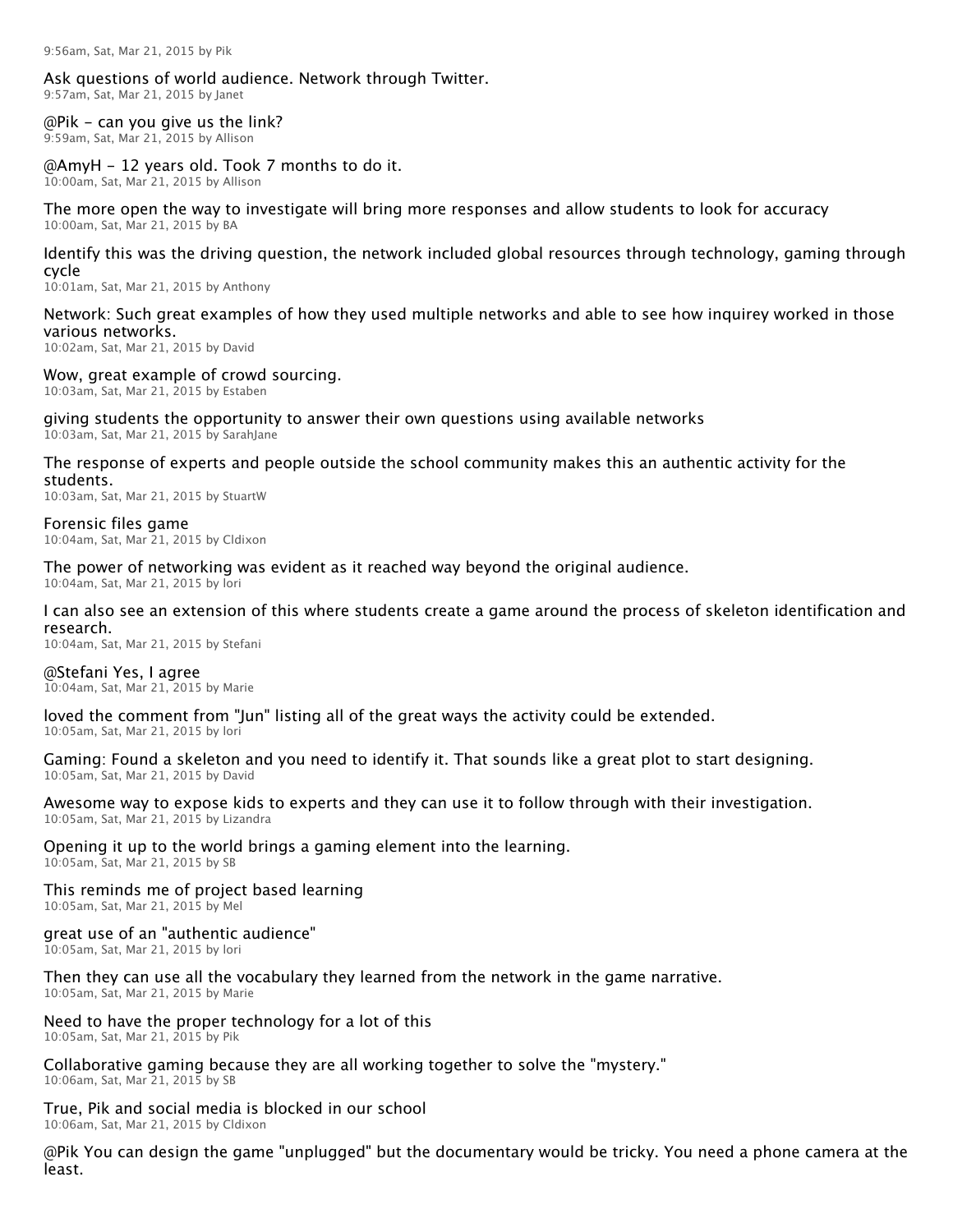9:56am, Sat, Mar 21, 2015 by Pik

Ask questions of world audience. Network through Twitter.
9:57am, Sat, Mar 21, 2015 by Janet

@Pik - can you give us the link?
9:59am, Sat, Mar 21, 2015 by Allison

@AmyH - 12 years old. Took 7 months to do it.
10:00am, Sat, Mar 21, 2015 by Allison

The more open the way to investigate will bring more responses and allow students to look for accuracy
10:00am, Sat, Mar 21, 2015 by BA

Identify this was the driving question, the network included global resources through technology, gaming through cycle
10:01am, Sat, Mar 21, 2015 by Anthony

Network: Such great examples of how they used multiple networks and able to see how inquirey worked in those various networks.
10:02am, Sat, Mar 21, 2015 by David

Wow, great example of crowd sourcing.
10:03am, Sat, Mar 21, 2015 by Estaben

giving students the opportunity to answer their own questions using available networks
10:03am, Sat, Mar 21, 2015 by SarahJane

The response of experts and people outside the school community makes this an authentic activity for the students.
10:03am, Sat, Mar 21, 2015 by StuartW

Forensic files game
10:04am, Sat, Mar 21, 2015 by Cldixon

The power of networking was evident as it reached way beyond the original audience.
10:04am, Sat, Mar 21, 2015 by lori

I can also see an extension of this where students create a game around the process of skeleton identification and research.
10:04am, Sat, Mar 21, 2015 by Stefani

@Stefani Yes, I agree
10:04am, Sat, Mar 21, 2015 by Marie

loved the comment from "Jun" listing all of the great ways the activity could be extended.
10:05am, Sat, Mar 21, 2015 by lori

Gaming: Found a skeleton and you need to identify it. That sounds like a great plot to start designing.
10:05am, Sat, Mar 21, 2015 by David

Awesome way to expose kids to experts and they can use it to follow through with their investigation.
10:05am, Sat, Mar 21, 2015 by Lizandra

Opening it up to the world brings a gaming element into the learning.
10:05am, Sat, Mar 21, 2015 by SB

This reminds me of project based learning
10:05am, Sat, Mar 21, 2015 by Mel

great use of an "authentic audience"
10:05am, Sat, Mar 21, 2015 by lori

Then they can use all the vocabulary they learned from the network in the game narrative.
10:05am, Sat, Mar 21, 2015 by Marie

Need to have the proper technology for a lot of this
10:05am, Sat, Mar 21, 2015 by Pik

Collaborative gaming because they are all working together to solve the "mystery."
10:06am, Sat, Mar 21, 2015 by SB

True, Pik and social media is blocked in our school
10:06am, Sat, Mar 21, 2015 by Cldixon

@Pik You can design the game "unplugged" but the documentary would be tricky. You need a phone camera at the least.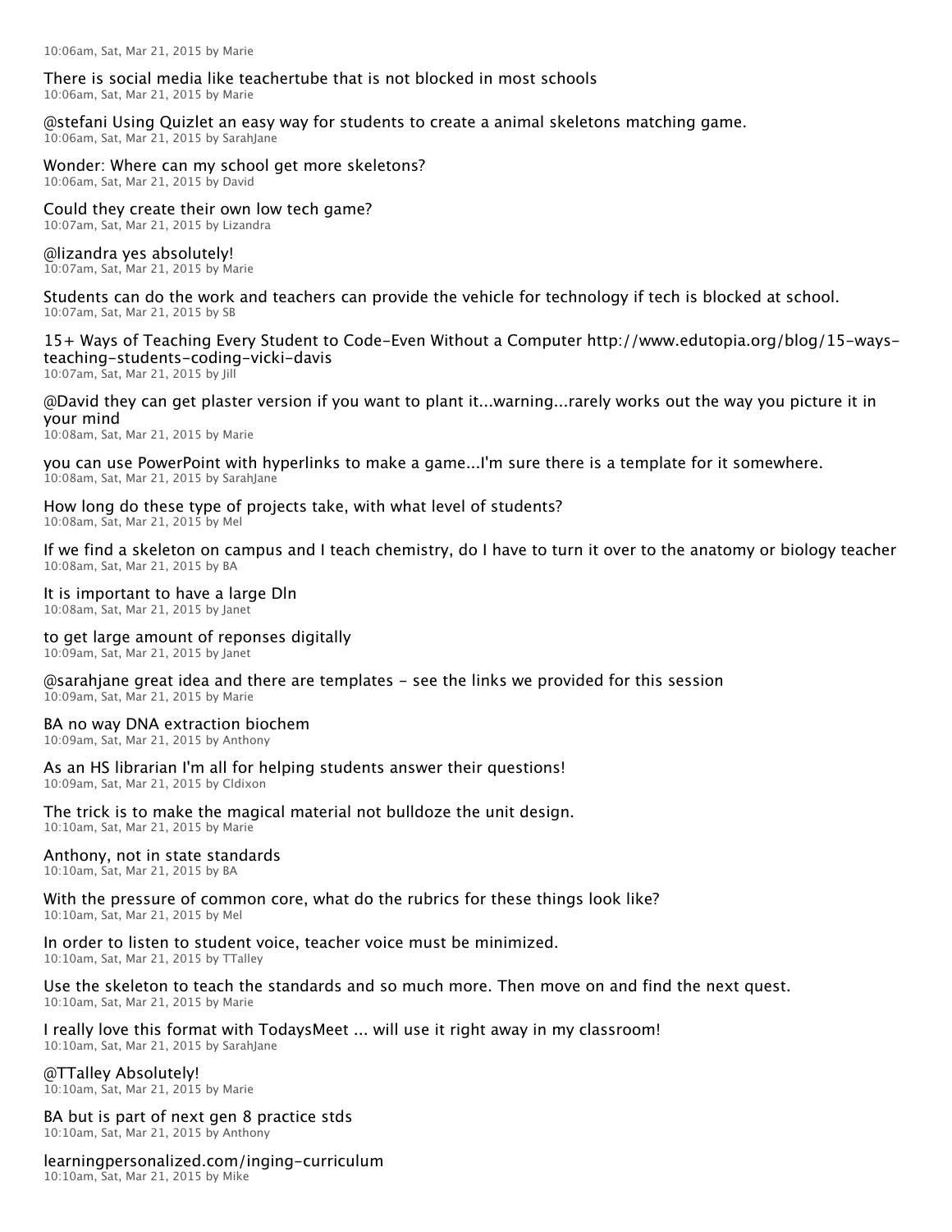10:06am, Sat, Mar 21, 2015 by Marie

There is social media like teachertube that is not blocked in most schools
10:06am, Sat, Mar 21, 2015 by Marie

@stefani Using Quizlet an easy way for students to create a animal skeletons matching game.
10:06am, Sat, Mar 21, 2015 by SarahJane

Wonder: Where can my school get more skeletons?
10:06am, Sat, Mar 21, 2015 by David

Could they create their own low tech game?
10:07am, Sat, Mar 21, 2015 by Lizandra

@lizandra yes absolutely!
10:07am, Sat, Mar 21, 2015 by Marie

Students can do the work and teachers can provide the vehicle for technology if tech is blocked at school.
10:07am, Sat, Mar 21, 2015 by SB

15+ Ways of Teaching Every Student to Code-Even Without a Computer http://www.edutopia.org/blog/15-ways-teaching-students-coding-vicki-davis
10:07am, Sat, Mar 21, 2015 by Jill

@David they can get plaster version if you want to plant it...warning...rarely works out the way you picture it in your mind
10:08am, Sat, Mar 21, 2015 by Marie

you can use PowerPoint with hyperlinks to make a game...I'm sure there is a template for it somewhere.
10:08am, Sat, Mar 21, 2015 by SarahJane

How long do these type of projects take, with what level of students?
10:08am, Sat, Mar 21, 2015 by Mel

If we find a skeleton on campus and I teach chemistry, do I have to turn it over to the anatomy or biology teacher
10:08am, Sat, Mar 21, 2015 by BA

It is important to have a large Dln
10:08am, Sat, Mar 21, 2015 by Janet

to get large amount of reponses digitally
10:09am, Sat, Mar 21, 2015 by Janet

@sarahjane great idea and there are templates - see the links we provided for this session
10:09am, Sat, Mar 21, 2015 by Marie

BA no way DNA extraction biochem
10:09am, Sat, Mar 21, 2015 by Anthony

As an HS librarian I'm all for helping students answer their questions!
10:09am, Sat, Mar 21, 2015 by Cldixon

The trick is to make the magical material not bulldoze the unit design.
10:10am, Sat, Mar 21, 2015 by Marie

Anthony, not in state standards
10:10am, Sat, Mar 21, 2015 by BA

With the pressure of common core, what do the rubrics for these things look like?
10:10am, Sat, Mar 21, 2015 by Mel

In order to listen to student voice, teacher voice must be minimized.
10:10am, Sat, Mar 21, 2015 by TTalley

Use the skeleton to teach the standards and so much more. Then move on and find the next quest.
10:10am, Sat, Mar 21, 2015 by Marie

I really love this format with TodaysMeet ... will use it right away in my classroom!
10:10am, Sat, Mar 21, 2015 by SarahJane

@TTalley Absolutely!
10:10am, Sat, Mar 21, 2015 by Marie

BA but is part of next gen 8 practice stds
10:10am, Sat, Mar 21, 2015 by Anthony

learningpersonalized.com/inging-curriculum
10:10am, Sat, Mar 21, 2015 by Mike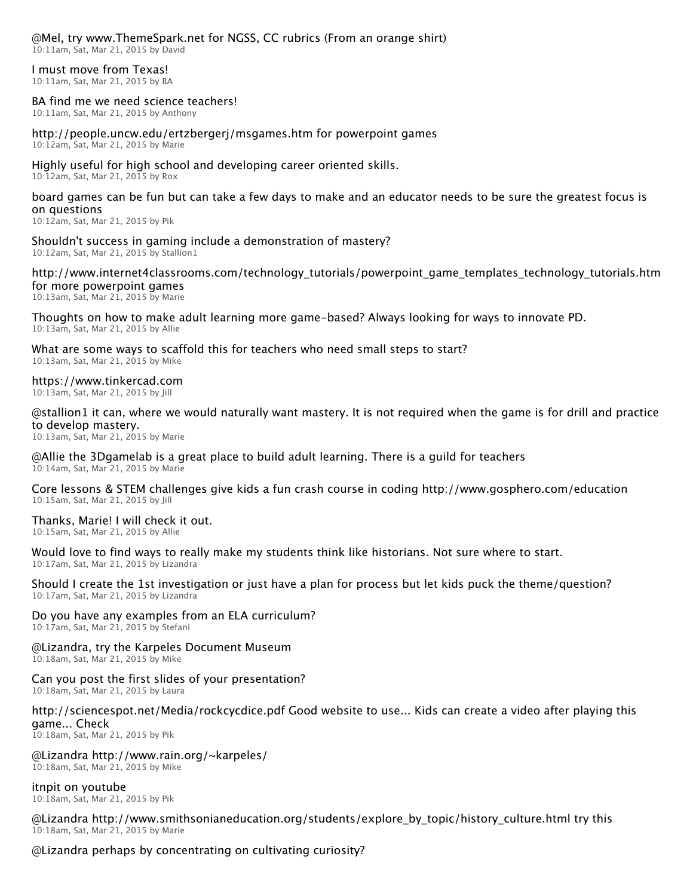@Mel, try www.ThemeSpark.net for NGSS, CC rubrics (From an orange shirt)
10:11am, Sat, Mar 21, 2015 by David

I must move from Texas!
10:11am, Sat, Mar 21, 2015 by BA

BA find me we need science teachers!
10:11am, Sat, Mar 21, 2015 by Anthony

http://people.uncw.edu/ertzbergerj/msgames.htm for powerpoint games
10:12am, Sat, Mar 21, 2015 by Marie

Highly useful for high school and developing career oriented skills.
10:12am, Sat, Mar 21, 2015 by Rox

board games can be fun but can take a few days to make and an educator needs to be sure the greatest focus is on questions
10:12am, Sat, Mar 21, 2015 by Pik

Shouldn't success in gaming include a demonstration of mastery?
10:12am, Sat, Mar 21, 2015 by Stallion1

http://www.internet4classrooms.com/technology_tutorials/powerpoint_game_templates_technology_tutorials.htm for more powerpoint games
10:13am, Sat, Mar 21, 2015 by Marie

Thoughts on how to make adult learning more game-based? Always looking for ways to innovate PD.
10:13am, Sat, Mar 21, 2015 by Allie

What are some ways to scaffold this for teachers who need small steps to start?
10:13am, Sat, Mar 21, 2015 by Mike

https://www.tinkercad.com
10:13am, Sat, Mar 21, 2015 by Jill

@stallion1 it can, where we would naturally want mastery. It is not required when the game is for drill and practice to develop mastery.
10:13am, Sat, Mar 21, 2015 by Marie

@Allie the 3Dgamelab is a great place to build adult learning. There is a guild for teachers
10:14am, Sat, Mar 21, 2015 by Marie

Core lessons & STEM challenges give kids a fun crash course in coding http://www.gosphero.com/education
10:15am, Sat, Mar 21, 2015 by Jill

Thanks, Marie! I will check it out.
10:15am, Sat, Mar 21, 2015 by Allie

Would love to find ways to really make my students think like historians. Not sure where to start.
10:17am, Sat, Mar 21, 2015 by Lizandra

Should I create the 1st investigation or just have a plan for process but let kids puck the theme/question?
10:17am, Sat, Mar 21, 2015 by Lizandra

Do you have any examples from an ELA curriculum?
10:17am, Sat, Mar 21, 2015 by Stefani

@Lizandra, try the Karpeles Document Museum
10:18am, Sat, Mar 21, 2015 by Mike

Can you post the first slides of your presentation?
10:18am, Sat, Mar 21, 2015 by Laura

http://sciencespot.net/Media/rockcycdice.pdf Good website to use... Kids can create a video after playing this game... Check
10:18am, Sat, Mar 21, 2015 by Pik

@Lizandra http://www.rain.org/~karpeles/
10:18am, Sat, Mar 21, 2015 by Mike

itnpit on youtube
10:18am, Sat, Mar 21, 2015 by Pik

@Lizandra http://www.smithsonianeducation.org/students/explore_by_topic/history_culture.html try this
10:18am, Sat, Mar 21, 2015 by Marie

@Lizandra perhaps by concentrating on cultivating curiosity?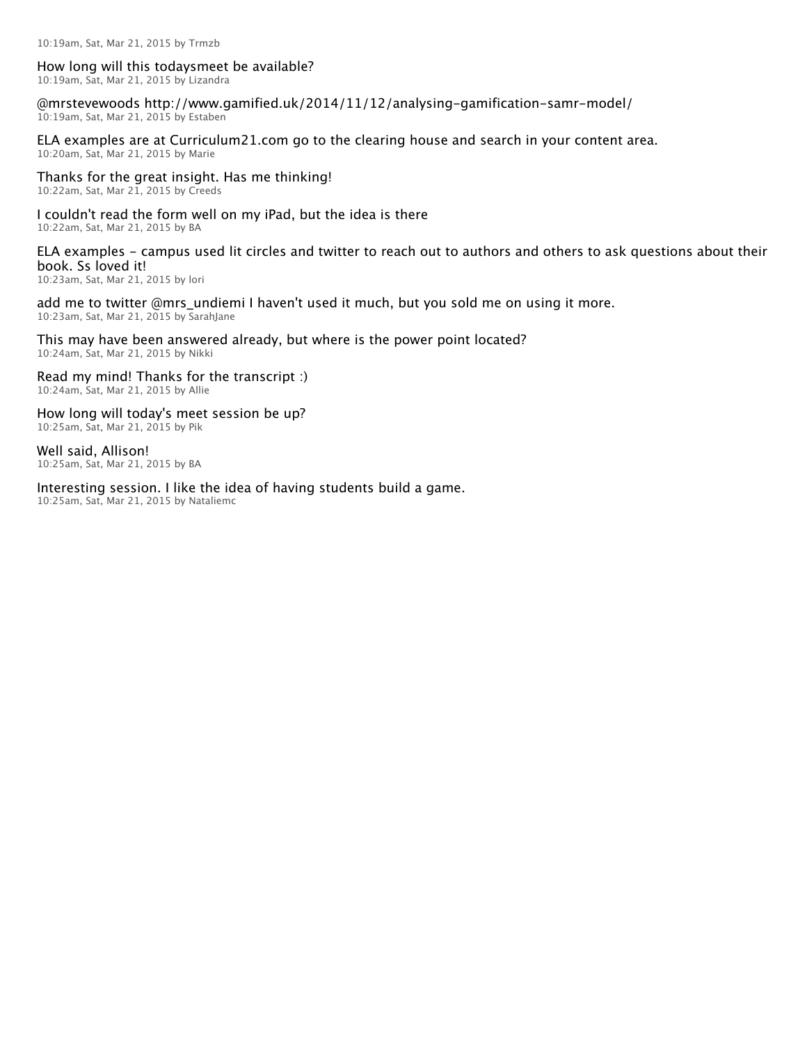10:19am, Sat, Mar 21, 2015 by Trmzb

How long will this todaysmeet be available?
10:19am, Sat, Mar 21, 2015 by Lizandra

@mrstevewoods http://www.gamified.uk/2014/11/12/analysing-gamification-samr-model/
10:19am, Sat, Mar 21, 2015 by Estaben

ELA examples are at Curriculum21.com go to the clearing house and search in your content area.
10:20am, Sat, Mar 21, 2015 by Marie

Thanks for the great insight. Has me thinking!
10:22am, Sat, Mar 21, 2015 by Creeds

I couldn't read the form well on my iPad, but the idea is there
10:22am, Sat, Mar 21, 2015 by BA

ELA examples - campus used lit circles and twitter to reach out to authors and others to ask questions about their book. Ss loved it!
10:23am, Sat, Mar 21, 2015 by lori

add me to twitter @mrs_undiemi I haven't used it much, but you sold me on using it more.
10:23am, Sat, Mar 21, 2015 by SarahJane

This may have been answered already, but where is the power point located?
10:24am, Sat, Mar 21, 2015 by Nikki

Read my mind! Thanks for the transcript :)
10:24am, Sat, Mar 21, 2015 by Allie

How long will today's meet session be up?
10:25am, Sat, Mar 21, 2015 by Pik

Well said, Allison!
10:25am, Sat, Mar 21, 2015 by BA

Interesting session. I like the idea of having students build a game.
10:25am, Sat, Mar 21, 2015 by Nataliemc